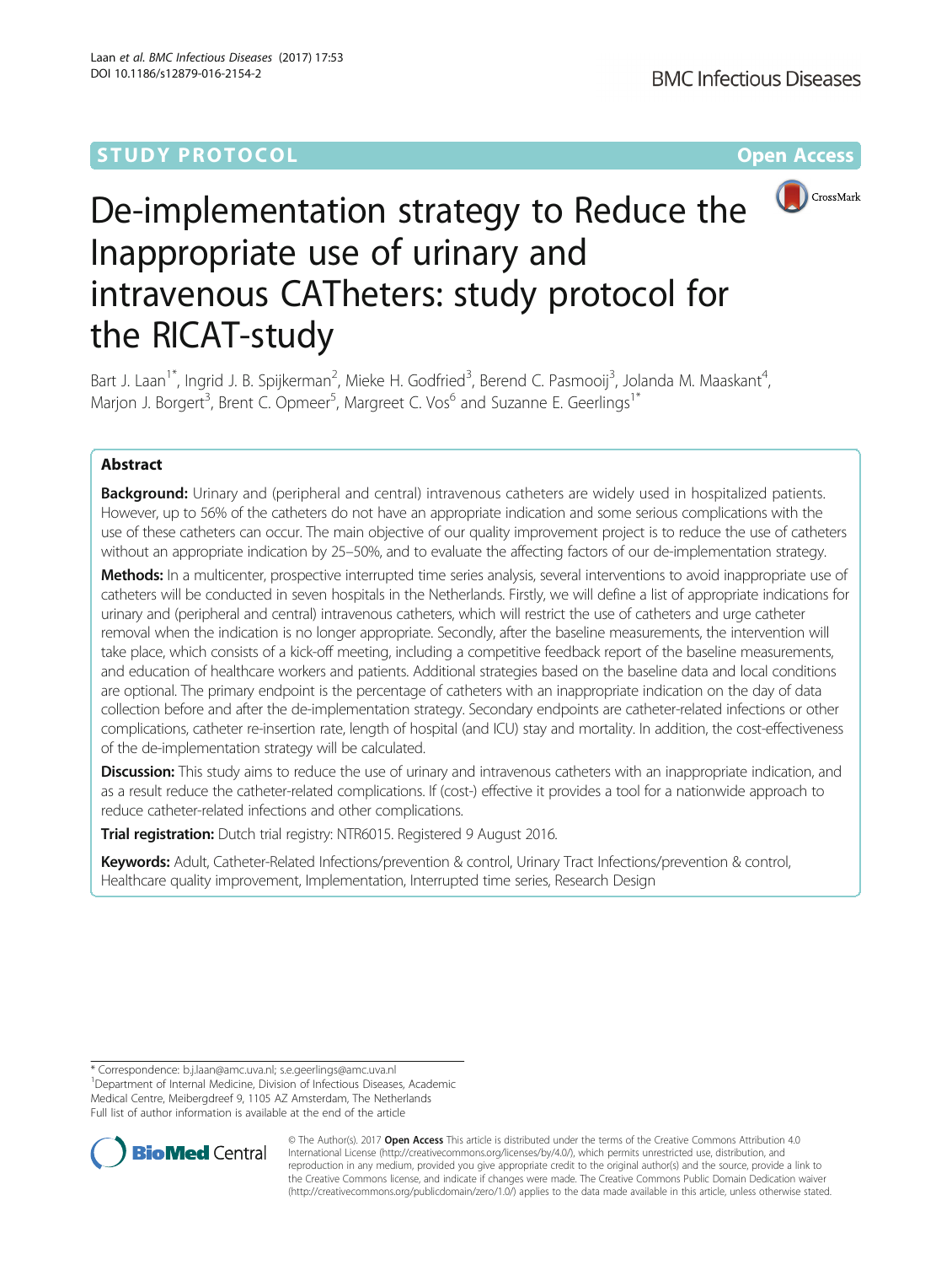STUDY PROTOCOL

Open Access

# De-implementation strategy to Reduce the Inappropriate use of urinary and intravenous CATheters: study protocol for the RICAT-study

Bart J. Laan[1*], Ingrid J. B. Spijkerman[2], Mieke H. Godfried[3], Berend C. Pasmooij[3], Jolanda M. Maaskant[4], Marjon J. Borgert[3], Brent C. Opmeer[5], Margreet C. Vos[6] and Suzanne E. Geerlings[1*]

## Abstract

**Background:** Urinary and (peripheral and central) intravenous catheters are widely used in hospitalized patients. However, up to 56% of the catheters do not have an appropriate indication and some serious complications with the use of these catheters can occur. The main objective of our quality improvement project is to reduce the use of catheters without an appropriate indication by 25–50%, and to evaluate the affecting factors of our de-implementation strategy.

**Methods:** In a multicenter, prospective interrupted time series analysis, several interventions to avoid inappropriate use of catheters will be conducted in seven hospitals in the Netherlands. Firstly, we will define a list of appropriate indications for urinary and (peripheral and central) intravenous catheters, which will restrict the use of catheters and urge catheter removal when the indication is no longer appropriate. Secondly, after the baseline measurements, the intervention will take place, which consists of a kick-off meeting, including a competitive feedback report of the baseline measurements, and education of healthcare workers and patients. Additional strategies based on the baseline data and local conditions are optional. The primary endpoint is the percentage of catheters with an inappropriate indication on the day of data collection before and after the de-implementation strategy. Secondary endpoints are catheter-related infections or other complications, catheter re-insertion rate, length of hospital (and ICU) stay and mortality. In addition, the cost-effectiveness of the de-implementation strategy will be calculated.

**Discussion:** This study aims to reduce the use of urinary and intravenous catheters with an inappropriate indication, and as a result reduce the catheter-related complications. If (cost-) effective it provides a tool for a nationwide approach to reduce catheter-related infections and other complications.

**Trial registration:** Dutch trial registry: NTR6015. Registered 9 August 2016.

**Keywords:** Adult, Catheter-Related Infections/prevention & control, Urinary Tract Infections/prevention & control, Healthcare quality improvement, Implementation, Interrupted time series, Research Design

---

* Correspondence: b.j.laan@amc.uva.nl; s.e.geerlings@amc.uva.nl
[1]Department of Internal Medicine, Division of Infectious Diseases, Academic Medical Centre, Meibergdreef 9, 1105 AZ Amsterdam, The Netherlands
Full list of author information is available at the end of the article

© The Author(s). 2017 **Open Access** This article is distributed under the terms of the Creative Commons Attribution 4.0 International License (http://creativecommons.org/licenses/by/4.0/), which permits unrestricted use, distribution, and reproduction in any medium, provided you give appropriate credit to the original author(s) and the source, provide a link to the Creative Commons license, and indicate if changes were made. The Creative Commons Public Domain Dedication waiver (http://creativecommons.org/publicdomain/zero/1.0/) applies to the data made available in this article, unless otherwise stated.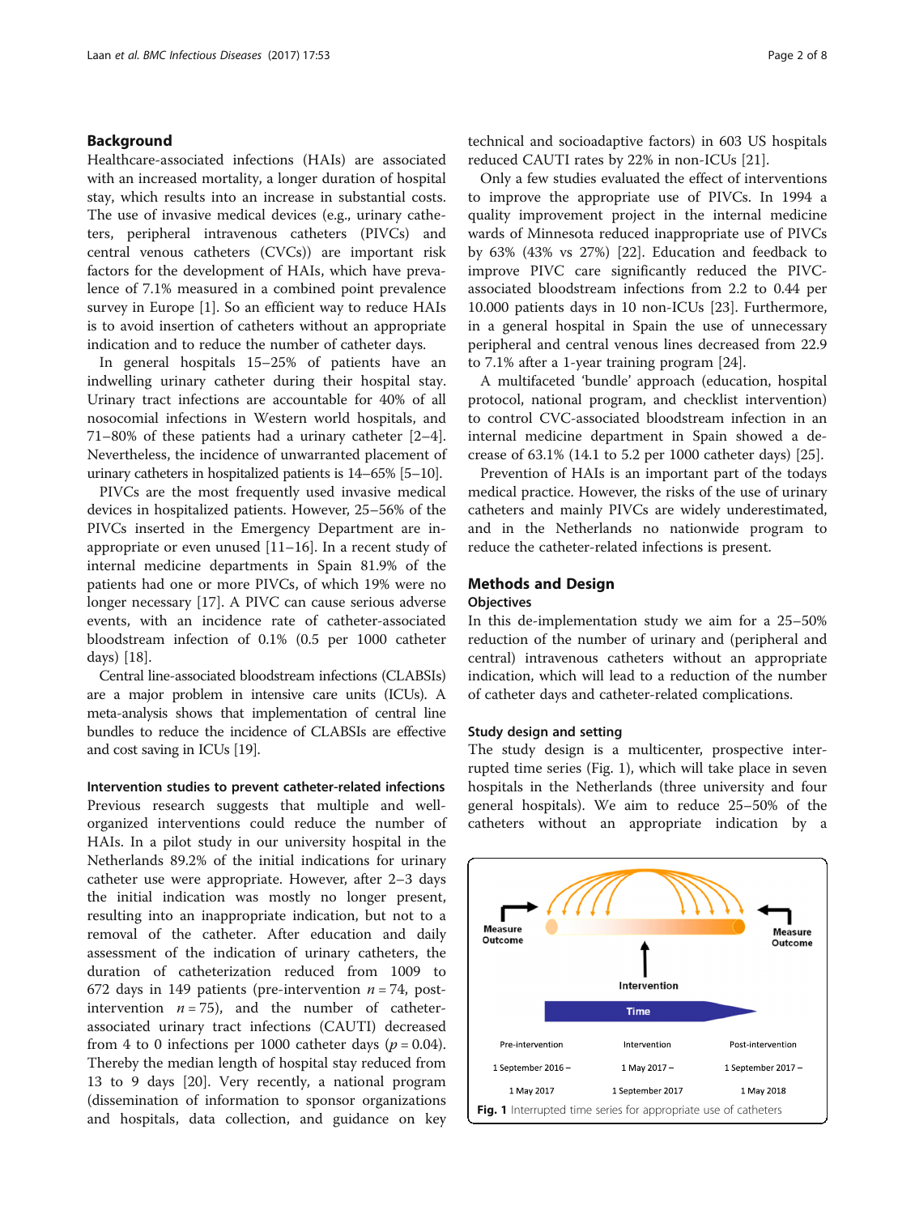## Background

Healthcare-associated infections (HAIs) are associated with an increased mortality, a longer duration of hospital stay, which results into an increase in substantial costs. The use of invasive medical devices (e.g., urinary catheters, peripheral intravenous catheters (PIVCs) and central venous catheters (CVCs)) are important risk factors for the development of HAIs, which have prevalence of 7.1% measured in a combined point prevalence survey in Europe [1]. So an efficient way to reduce HAIs is to avoid insertion of catheters without an appropriate indication and to reduce the number of catheter days.

In general hospitals 15–25% of patients have an indwelling urinary catheter during their hospital stay. Urinary tract infections are accountable for 40% of all nosocomial infections in Western world hospitals, and 71–80% of these patients had a urinary catheter [2–4]. Nevertheless, the incidence of unwarranted placement of urinary catheters in hospitalized patients is 14–65% [5–10].

PIVCs are the most frequently used invasive medical devices in hospitalized patients. However, 25–56% of the PIVCs inserted in the Emergency Department are inappropriate or even unused [11–16]. In a recent study of internal medicine departments in Spain 81.9% of the patients had one or more PIVCs, of which 19% were no longer necessary [17]. A PIVC can cause serious adverse events, with an incidence rate of catheter-associated bloodstream infection of 0.1% (0.5 per 1000 catheter days) [18].

Central line-associated bloodstream infections (CLABSIs) are a major problem in intensive care units (ICUs). A meta-analysis shows that implementation of central line bundles to reduce the incidence of CLABSIs are effective and cost saving in ICUs [19].

### Intervention studies to prevent catheter-related infections

Previous research suggests that multiple and well-organized interventions could reduce the number of HAIs. In a pilot study in our university hospital in the Netherlands 89.2% of the initial indications for urinary catheter use were appropriate. However, after 2–3 days the initial indication was mostly no longer present, resulting into an inappropriate indication, but not to a removal of the catheter. After education and daily assessment of the indication of urinary catheters, the duration of catheterization reduced from 1009 to 672 days in 149 patients (pre-intervention $n = 74$, post-intervention $n = 75$), and the number of catheter-associated urinary tract infections (CAUTI) decreased from 4 to 0 infections per 1000 catheter days ($p = 0.04$). Thereby the median length of hospital stay reduced from 13 to 9 days [20]. Very recently, a national program (dissemination of information to sponsor organizations and hospitals, data collection, and guidance on key technical and socioadaptive factors) in 603 US hospitals reduced CAUTI rates by 22% in non-ICUs [21].

Only a few studies evaluated the effect of interventions to improve the appropriate use of PIVCs. In 1994 a quality improvement project in the internal medicine wards of Minnesota reduced inappropriate use of PIVCs by 63% (43% vs 27%) [22]. Education and feedback to improve PIVC care significantly reduced the PIVC-associated bloodstream infections from 2.2 to 0.44 per 10.000 patients days in 10 non-ICUs [23]. Furthermore, in a general hospital in Spain the use of unnecessary peripheral and central venous lines decreased from 22.9 to 7.1% after a 1-year training program [24].

A multifaceted 'bundle' approach (education, hospital protocol, national program, and checklist intervention) to control CVC-associated bloodstream infection in an internal medicine department in Spain showed a decrease of 63.1% (14.1 to 5.2 per 1000 catheter days) [25].

Prevention of HAIs is an important part of the todays medical practice. However, the risks of the use of urinary catheters and mainly PIVCs are widely underestimated, and in the Netherlands no nationwide program to reduce the catheter-related infections is present.

## Methods and Design

### Objectives

In this de-implementation study we aim for a 25–50% reduction of the number of urinary and (peripheral and central) intravenous catheters without an appropriate indication, which will lead to a reduction of the number of catheter days and catheter-related complications.

### Study design and setting

The study design is a multicenter, prospective interrupted time series (Fig. 1), which will take place in seven hospitals in the Netherlands (three university and four general hospitals). We aim to reduce 25–50% of the catheters without an appropriate indication by a

| Pre-intervention | Intervention | Post-intervention |
|---|---|---|
| 1 September 2016 – 1 May 2017 | 1 May 2017 – 1 September 2017 | 1 September 2017 – 1 May 2018 |

**Fig. 1** Interrupted time series for appropriate use of catheters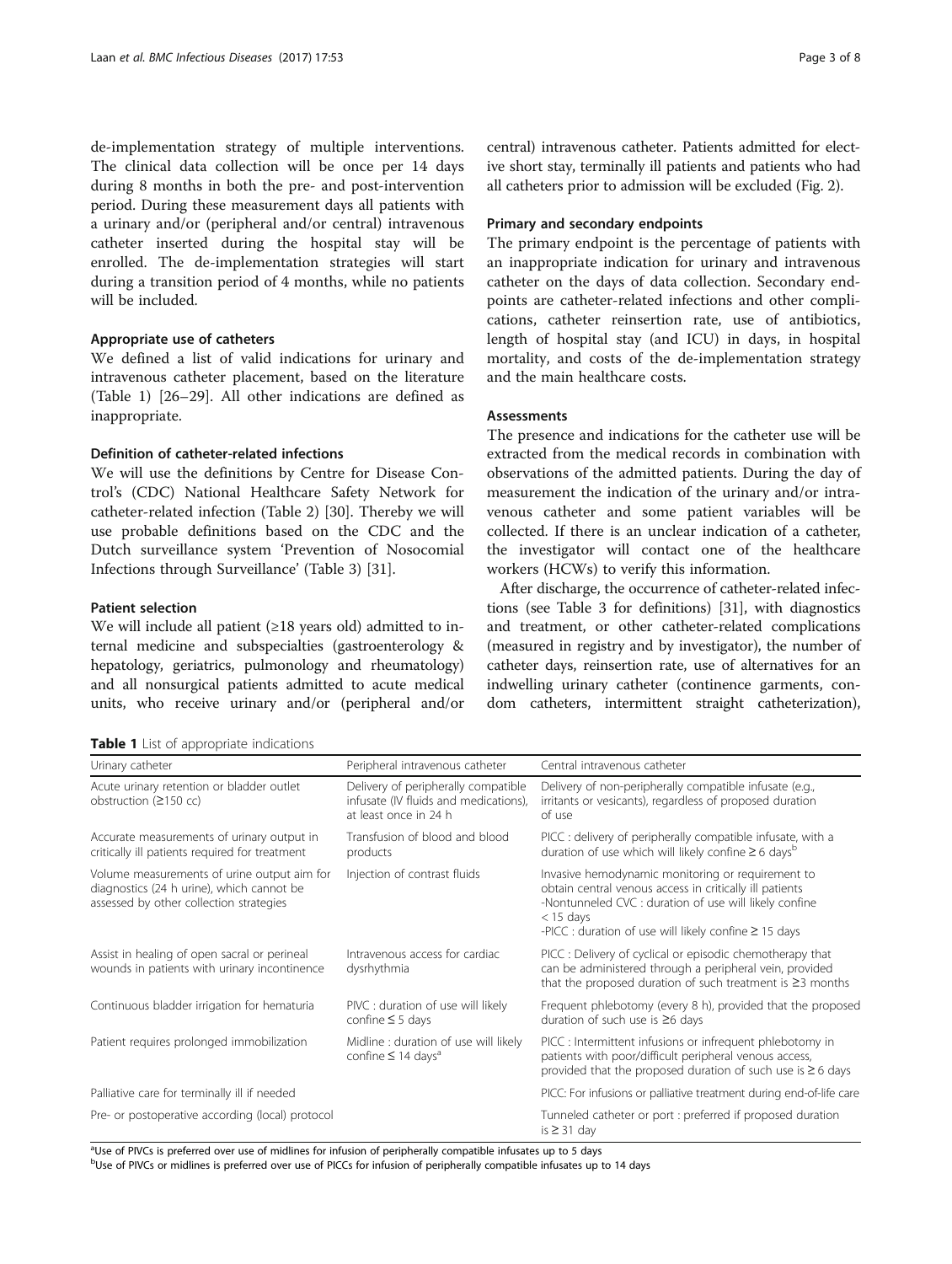de-implementation strategy of multiple interventions. The clinical data collection will be once per 14 days during 8 months in both the pre- and post-intervention period. During these measurement days all patients with a urinary and/or (peripheral and/or central) intravenous catheter inserted during the hospital stay will be enrolled. The de-implementation strategies will start during a transition period of 4 months, while no patients will be included.

### Appropriate use of catheters

We defined a list of valid indications for urinary and intravenous catheter placement, based on the literature (Table 1) [26–29]. All other indications are defined as inappropriate.

### Definition of catheter-related infections

We will use the definitions by Centre for Disease Control's (CDC) National Healthcare Safety Network for catheter-related infection (Table 2) [30]. Thereby we will use probable definitions based on the CDC and the Dutch surveillance system 'Prevention of Nosocomial Infections through Surveillance' (Table 3) [31].

### Patient selection

We will include all patient (≥18 years old) admitted to internal medicine and subspecialties (gastroenterology & hepatology, geriatrics, pulmonology and rheumatology) and all nonsurgical patients admitted to acute medical units, who receive urinary and/or (peripheral and/or central) intravenous catheter. Patients admitted for elective short stay, terminally ill patients and patients who had all catheters prior to admission will be excluded (Fig. 2).

### Primary and secondary endpoints

The primary endpoint is the percentage of patients with an inappropriate indication for urinary and intravenous catheter on the days of data collection. Secondary endpoints are catheter-related infections and other complications, catheter reinsertion rate, use of antibiotics, length of hospital stay (and ICU) in days, in hospital mortality, and costs of the de-implementation strategy and the main healthcare costs.

### Assessments

The presence and indications for the catheter use will be extracted from the medical records in combination with observations of the admitted patients. During the day of measurement the indication of the urinary and/or intravenous catheter and some patient variables will be collected. If there is an unclear indication of a catheter, the investigator will contact one of the healthcare workers (HCWs) to verify this information.

After discharge, the occurrence of catheter-related infections (see Table 3 for definitions) [31], with diagnostics and treatment, or other catheter-related complications (measured in registry and by investigator), the number of catheter days, reinsertion rate, use of alternatives for an indwelling urinary catheter (continence garments, condom catheters, intermittent straight catheterization),

**Table 1** List of appropriate indications

| Urinary catheter | Peripheral intravenous catheter | Central intravenous catheter |
|---|---|---|
| Acute urinary retention or bladder outlet obstruction (≥150 cc) | Delivery of peripherally compatible infusate (IV fluids and medications), at least once in 24 h | Delivery of non-peripherally compatible infusate (e.g., irritants or vesicants), regardless of proposed duration of use |
| Accurate measurements of urinary output in critically ill patients required for treatment | Transfusion of blood and blood products | PICC : delivery of peripherally compatible infusate, with a duration of use which will likely confine ≥ 6 days[b] |
| Volume measurements of urine output aim for diagnostics (24 h urine), which cannot be assessed by other collection strategies | Injection of contrast fluids | Invasive hemodynamic monitoring or requirement to obtain central venous access in critically ill patients<br>-Nontunneled CVC : duration of use will likely confine < 15 days<br>-PICC : duration of use will likely confine ≥ 15 days |
| Assist in healing of open sacral or perineal wounds in patients with urinary incontinence | Intravenous access for cardiac dysrhythmia | PICC : Delivery of cyclical or episodic chemotherapy that can be administered through a peripheral vein, provided that the proposed duration of such treatment is ≥3 months |
| Continuous bladder irrigation for hematuria | PIVC : duration of use will likely confine ≤ 5 days | Frequent phlebotomy (every 8 h), provided that the proposed duration of such use is ≥6 days |
| Patient requires prolonged immobilization | Midline : duration of use will likely confine ≤ 14 days[a] | PICC : Intermittent infusions or infrequent phlebotomy in patients with poor/difficult peripheral venous access, provided that the proposed duration of such use is ≥ 6 days |
| Palliative care for terminally ill if needed | | PICC: For infusions or palliative treatment during end-of-life care |
| Pre- or postoperative according (local) protocol | | Tunneled catheter or port : preferred if proposed duration is ≥ 31 day |

[a]Use of PIVCs is preferred over use of midlines for infusion of peripherally compatible infusates up to 5 days
[b]Use of PIVCs or midlines is preferred over use of PICCs for infusion of peripherally compatible infusates up to 14 days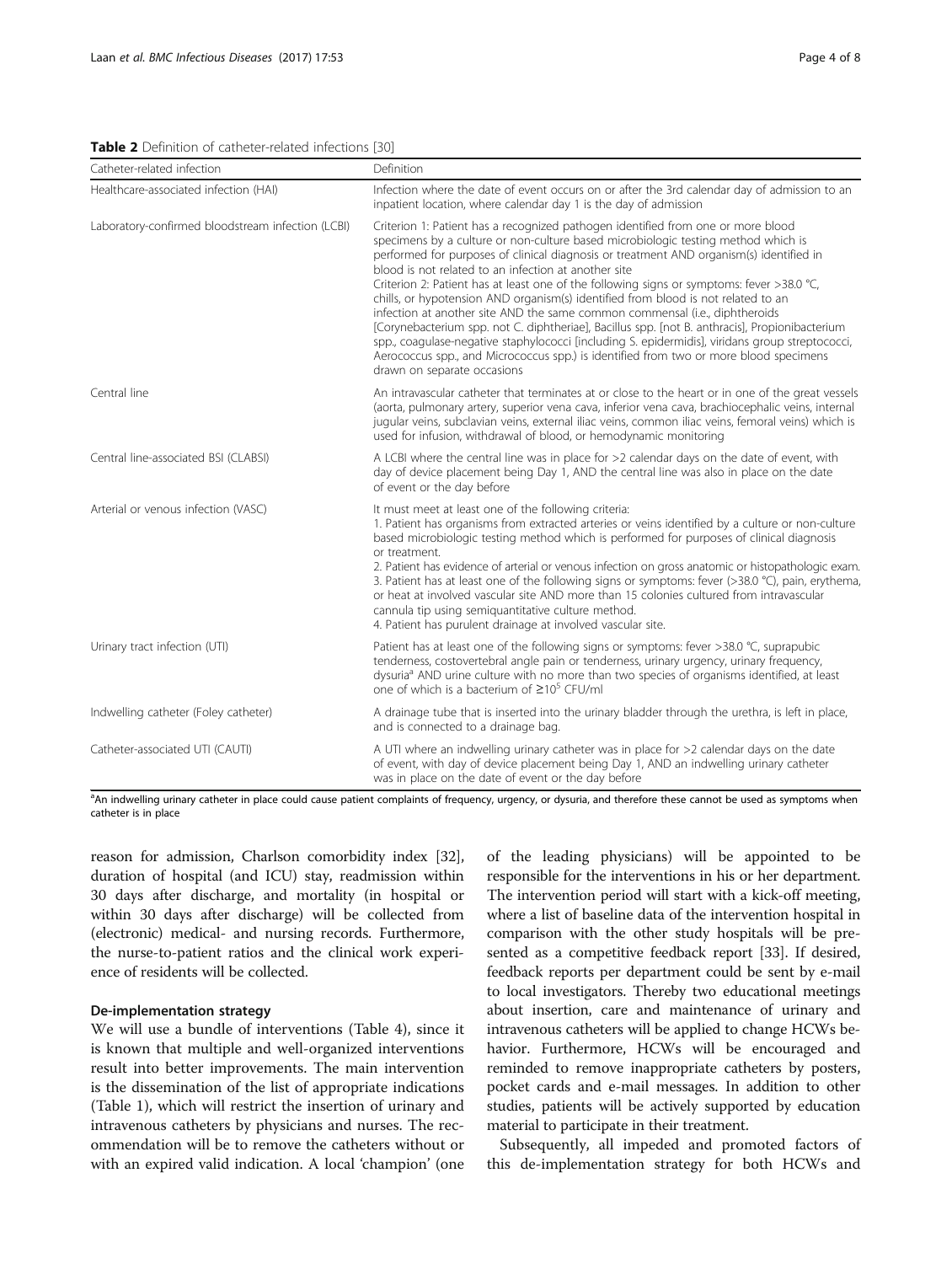**Table 2** Definition of catheter-related infections [30]

| Catheter-related infection | Definition |
| --- | --- |
| Healthcare-associated infection (HAI) | Infection where the date of event occurs on or after the 3rd calendar day of admission to an inpatient location, where calendar day 1 is the day of admission |
| Laboratory-confirmed bloodstream infection (LCBI) | Criterion 1: Patient has a recognized pathogen identified from one or more blood specimens by a culture or non-culture based microbiologic testing method which is performed for purposes of clinical diagnosis or treatment AND organism(s) identified in blood is not related to an infection at another site<br>Criterion 2: Patient has at least one of the following signs or symptoms: fever >38.0 °C, chills, or hypotension AND organism(s) identified from blood is not related to an infection at another site AND the same common commensal (i.e., diphtheroids [Corynebacterium spp. not C. diphtheriae], Bacillus spp. [not B. anthracis], Propionibacterium spp., coagulase-negative staphylococci [including S. epidermidis], viridans group streptococci, Aerococcus spp., and Micrococcus spp.) is identified from two or more blood specimens drawn on separate occasions |
| Central line | An intravascular catheter that terminates at or close to the heart or in one of the great vessels (aorta, pulmonary artery, superior vena cava, inferior vena cava, brachiocephalic veins, internal jugular veins, subclavian veins, external iliac veins, common iliac veins, femoral veins) which is used for infusion, withdrawal of blood, or hemodynamic monitoring |
| Central line-associated BSI (CLABSI) | A LCBI where the central line was in place for >2 calendar days on the date of event, with day of device placement being Day 1, AND the central line was also in place on the date of event or the day before |
| Arterial or venous infection (VASC) | It must meet at least one of the following criteria:<br>1. Patient has organisms from extracted arteries or veins identified by a culture or non-culture based microbiologic testing method which is performed for purposes of clinical diagnosis or treatment.<br>2. Patient has evidence of arterial or venous infection on gross anatomic or histopathologic exam.<br>3. Patient has at least one of the following signs or symptoms: fever (>38.0 °C), pain, erythema, or heat at involved vascular site AND more than 15 colonies cultured from intravascular cannula tip using semiquantitative culture method.<br>4. Patient has purulent drainage at involved vascular site. |
| Urinary tract infection (UTI) | Patient has at least one of the following signs or symptoms: fever >38.0 °C, suprapubic tenderness, costovertebral angle pain or tenderness, urinary urgency, urinary frequency, dysuria[a] AND urine culture with no more than two species of organisms identified, at least one of which is a bacterium of $\geq 10^5$ CFU/ml |
| Indwelling catheter (Foley catheter) | A drainage tube that is inserted into the urinary bladder through the urethra, is left in place, and is connected to a drainage bag. |
| Catheter-associated UTI (CAUTI) | A UTI where an indwelling urinary catheter was in place for >2 calendar days on the date of event, with day of device placement being Day 1, AND an indwelling urinary catheter was in place on the date of event or the day before |

[a]An indwelling urinary catheter in place could cause patient complaints of frequency, urgency, or dysuria, and therefore these cannot be used as symptoms when catheter is in place

reason for admission, Charlson comorbidity index [32], duration of hospital (and ICU) stay, readmission within 30 days after discharge, and mortality (in hospital or within 30 days after discharge) will be collected from (electronic) medical- and nursing records. Furthermore, the nurse-to-patient ratios and the clinical work experience of residents will be collected.

### De-implementation strategy

We will use a bundle of interventions (Table 4), since it is known that multiple and well-organized interventions result into better improvements. The main intervention is the dissemination of the list of appropriate indications (Table 1), which will restrict the insertion of urinary and intravenous catheters by physicians and nurses. The recommendation will be to remove the catheters without or with an expired valid indication. A local 'champion' (one of the leading physicians) will be appointed to be responsible for the interventions in his or her department. The intervention period will start with a kick-off meeting, where a list of baseline data of the intervention hospital in comparison with the other study hospitals will be presented as a competitive feedback report [33]. If desired, feedback reports per department could be sent by e-mail to local investigators. Thereby two educational meetings about insertion, care and maintenance of urinary and intravenous catheters will be applied to change HCWs behavior. Furthermore, HCWs will be encouraged and reminded to remove inappropriate catheters by posters, pocket cards and e-mail messages. In addition to other studies, patients will be actively supported by education material to participate in their treatment.

Subsequently, all impeded and promoted factors of this de-implementation strategy for both HCWs and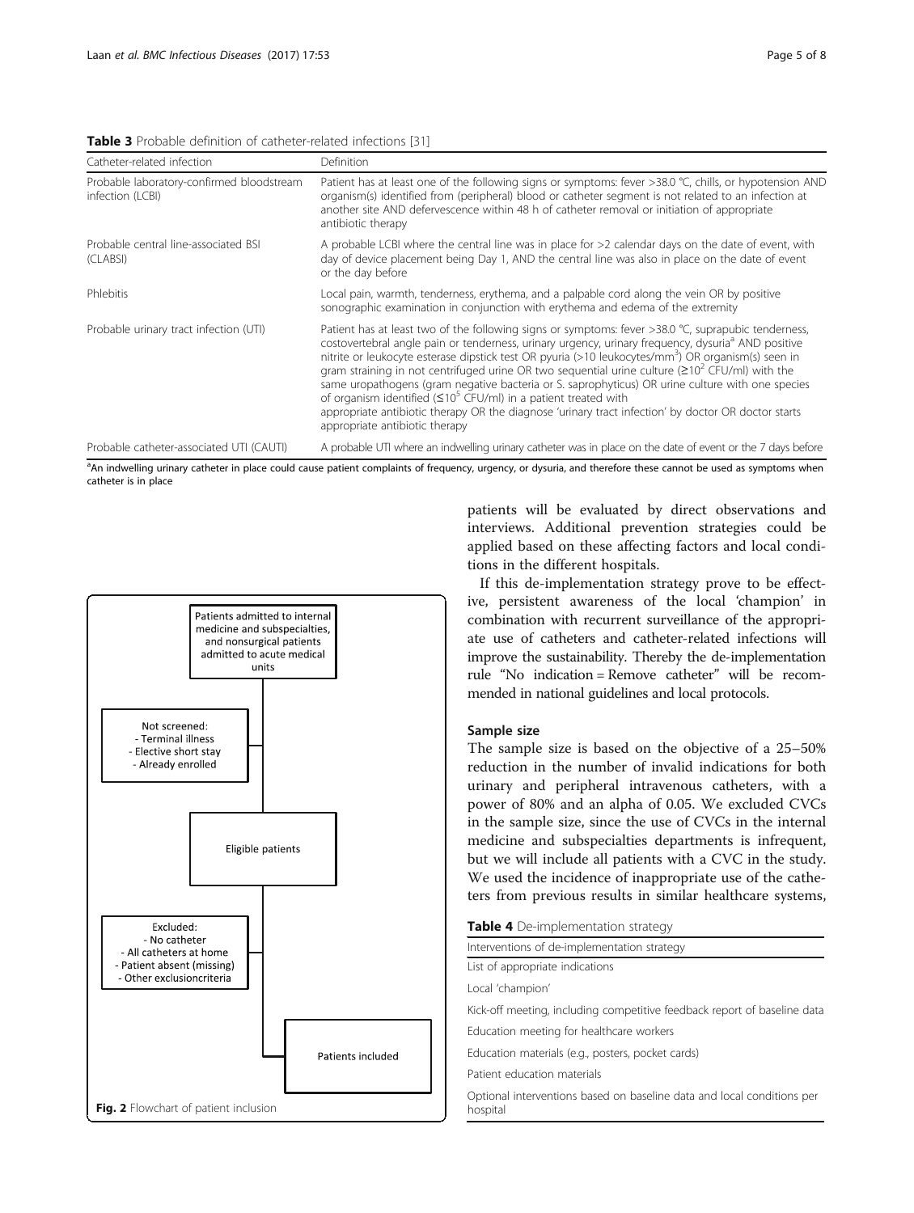**Table 3** Probable definition of catheter-related infections [31]

| Catheter-related infection | Definition |
| --- | --- |
| Probable laboratory-confirmed bloodstream infection (LCBI) | Patient has at least one of the following signs or symptoms: fever >38.0 °C, chills, or hypotension AND organism(s) identified from (peripheral) blood or catheter segment is not related to an infection at another site AND defervescence within 48 h of catheter removal or initiation of appropriate antibiotic therapy |
| Probable central line-associated BSI (CLABSI) | A probable LCBI where the central line was in place for >2 calendar days on the date of event, with day of device placement being Day 1, AND the central line was also in place on the date of event or the day before |
| Phlebitis | Local pain, warmth, tenderness, erythema, and a palpable cord along the vein OR by positive sonographic examination in conjunction with erythema and edema of the extremity |
| Probable urinary tract infection (UTI) | Patient has at least two of the following signs or symptoms: fever >38.0 °C, suprapubic tenderness, costovertebral angle pain or tenderness, urinary urgency, urinary frequency, dysuria[a] AND positive nitrite or leukocyte esterase dipstick test OR pyuria (>10 leukocytes/mm$^3$) OR organism(s) seen in gram straining in not centrifuged urine OR two sequential urine culture (≥10$^2$ CFU/ml) with the same uropathogens (gram negative bacteria or S. saprophyticus) OR urine culture with one species of organism identified (≤10$^5$ CFU/ml) in a patient treated with appropriate antibiotic therapy OR the diagnose 'urinary tract infection' by doctor OR doctor starts appropriate antibiotic therapy |
| Probable catheter-associated UTI (CAUTI) | A probable UTI where an indwelling urinary catheter was in place on the date of event or the 7 days before |

[a]An indwelling urinary catheter in place could cause patient complaints of frequency, urgency, or dysuria, and therefore these cannot be used as symptoms when catheter is in place

Patients admitted to internal medicine and subspecialties, and nonsurgical patients admitted to acute medical units

Not screened:
- Terminal illness
- Elective short stay
- Already enrolled

Eligible patients

Excluded:
- No catheter
- All catheters at home
- Patient absent (missing)
- Other exclusioncriteria

Patients included

**Fig. 2** Flowchart of patient inclusion

patients will be evaluated by direct observations and interviews. Additional prevention strategies could be applied based on these affecting factors and local conditions in the different hospitals.

If this de-implementation strategy prove to be effective, persistent awareness of the local 'champion' in combination with recurrent surveillance of the appropriate use of catheters and catheter-related infections will improve the sustainability. Thereby the de-implementation rule "No indication = Remove catheter" will be recommended in national guidelines and local protocols.

### Sample size

The sample size is based on the objective of a 25–50% reduction in the number of invalid indications for both urinary and peripheral intravenous catheters, with a power of 80% and an alpha of 0.05. We excluded CVCs in the sample size, since the use of CVCs in the internal medicine and subspecialties departments is infrequent, but we will include all patients with a CVC in the study. We used the incidence of inappropriate use of the catheters from previous results in similar healthcare systems,

**Table 4** De-implementation strategy

| Interventions of de-implementation strategy |
| --- |
| List of appropriate indications |
| Local 'champion' |
| Kick-off meeting, including competitive feedback report of baseline data |
| Education meeting for healthcare workers |
| Education materials (e.g., posters, pocket cards) |
| Patient education materials |
| Optional interventions based on baseline data and local conditions per hospital |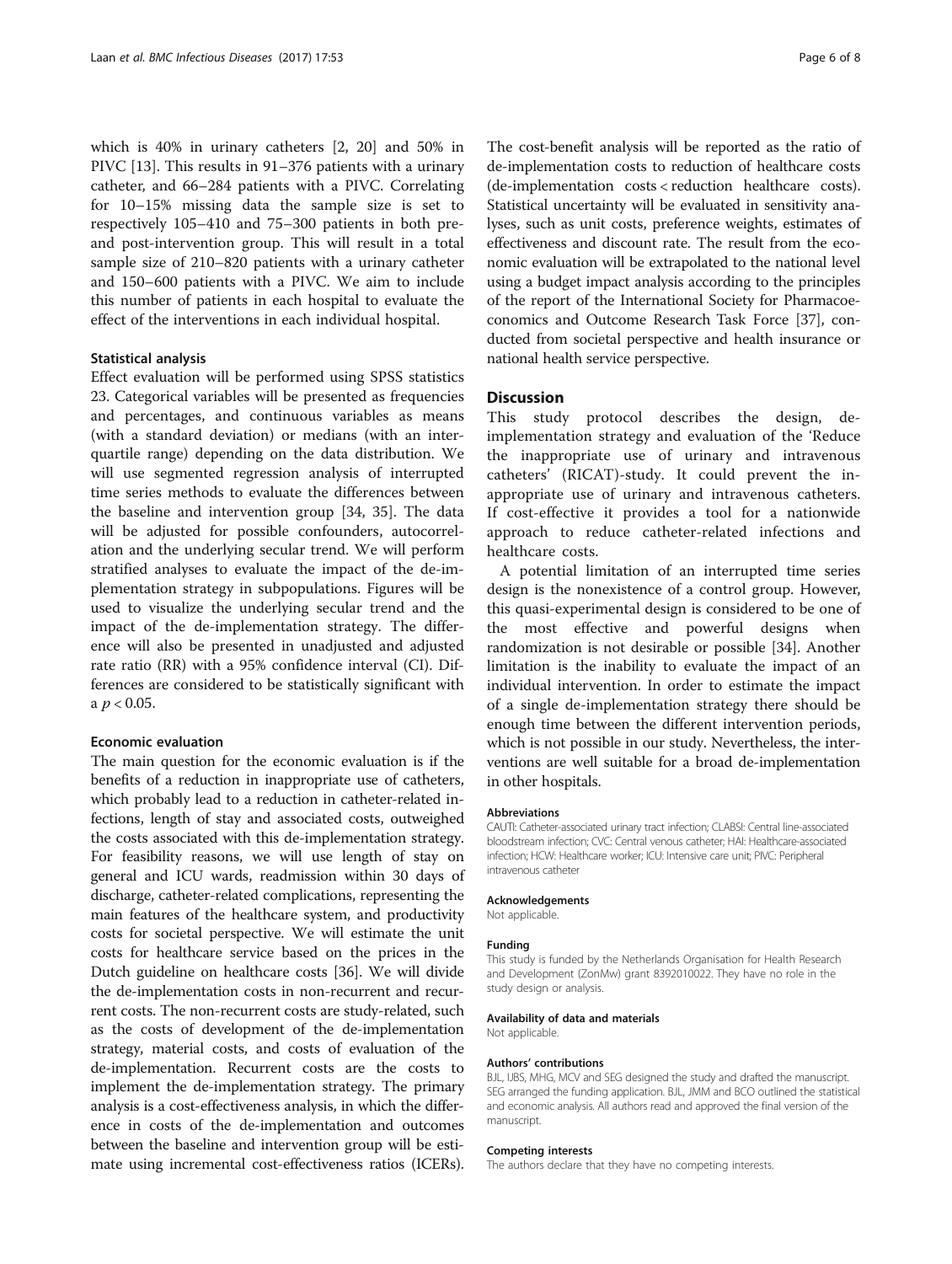which is 40% in urinary catheters [2, 20] and 50% in PIVC [13]. This results in 91–376 patients with a urinary catheter, and 66–284 patients with a PIVC. Correlating for 10–15% missing data the sample size is set to respectively 105–410 and 75–300 patients in both pre- and post-intervention group. This will result in a total sample size of 210–820 patients with a urinary catheter and 150–600 patients with a PIVC. We aim to include this number of patients in each hospital to evaluate the effect of the interventions in each individual hospital.

### Statistical analysis

Effect evaluation will be performed using SPSS statistics 23. Categorical variables will be presented as frequencies and percentages, and continuous variables as means (with a standard deviation) or medians (with an interquartile range) depending on the data distribution. We will use segmented regression analysis of interrupted time series methods to evaluate the differences between the baseline and intervention group [34, 35]. The data will be adjusted for possible confounders, autocorrelation and the underlying secular trend. We will perform stratified analyses to evaluate the impact of the de-implementation strategy in subpopulations. Figures will be used to visualize the underlying secular trend and the impact of the de-implementation strategy. The difference will also be presented in unadjusted and adjusted rate ratio (RR) with a 95% confidence interval (CI). Differences are considered to be statistically significant with a $p < 0.05$.

### Economic evaluation

The main question for the economic evaluation is if the benefits of a reduction in inappropriate use of catheters, which probably lead to a reduction in catheter-related infections, length of stay and associated costs, outweighed the costs associated with this de-implementation strategy. For feasibility reasons, we will use length of stay on general and ICU wards, readmission within 30 days of discharge, catheter-related complications, representing the main features of the healthcare system, and productivity costs for societal perspective. We will estimate the unit costs for healthcare service based on the prices in the Dutch guideline on healthcare costs [36]. We will divide the de-implementation costs in non-recurrent and recurrent costs. The non-recurrent costs are study-related, such as the costs of development of the de-implementation strategy, material costs, and costs of evaluation of the de-implementation. Recurrent costs are the costs to implement the de-implementation strategy. The primary analysis is a cost-effectiveness analysis, in which the difference in costs of the de-implementation and outcomes between the baseline and intervention group will be estimate using incremental cost-effectiveness ratios (ICERs). The cost-benefit analysis will be reported as the ratio of de-implementation costs to reduction of healthcare costs (de-implementation costs < reduction healthcare costs). Statistical uncertainty will be evaluated in sensitivity analyses, such as unit costs, preference weights, estimates of effectiveness and discount rate. The result from the economic evaluation will be extrapolated to the national level using a budget impact analysis according to the principles of the report of the International Society for Pharmacoeconomics and Outcome Research Task Force [37], conducted from societal perspective and health insurance or national health service perspective.

## Discussion

This study protocol describes the design, de-implementation strategy and evaluation of the 'Reduce the inappropriate use of urinary and intravenous catheters' (RICAT)-study. It could prevent the inappropriate use of urinary and intravenous catheters. If cost-effective it provides a tool for a nationwide approach to reduce catheter-related infections and healthcare costs.

A potential limitation of an interrupted time series design is the nonexistence of a control group. However, this quasi-experimental design is considered to be one of the most effective and powerful designs when randomization is not desirable or possible [34]. Another limitation is the inability to evaluate the impact of an individual intervention. In order to estimate the impact of a single de-implementation strategy there should be enough time between the different intervention periods, which is not possible in our study. Nevertheless, the interventions are well suitable for a broad de-implementation in other hospitals.

#### Abbreviations

CAUTI: Catheter-associated urinary tract infection; CLABSI: Central line-associated bloodstream infection; CVC: Central venous catheter; HAI: Healthcare-associated infection; HCW: Healthcare worker; ICU: Intensive care unit; PIVC: Peripheral intravenous catheter

#### Acknowledgements

Not applicable.

#### Funding

This study is funded by the Netherlands Organisation for Health Research and Development (ZonMw) grant 8392010022. They have no role in the study design or analysis.

#### Availability of data and materials

Not applicable.

#### Authors' contributions

BJL, IJBS, MHG, MCV and SEG designed the study and drafted the manuscript. SEG arranged the funding application. BJL, JMM and BCO outlined the statistical and economic analysis. All authors read and approved the final version of the manuscript.

#### Competing interests

The authors declare that they have no competing interests.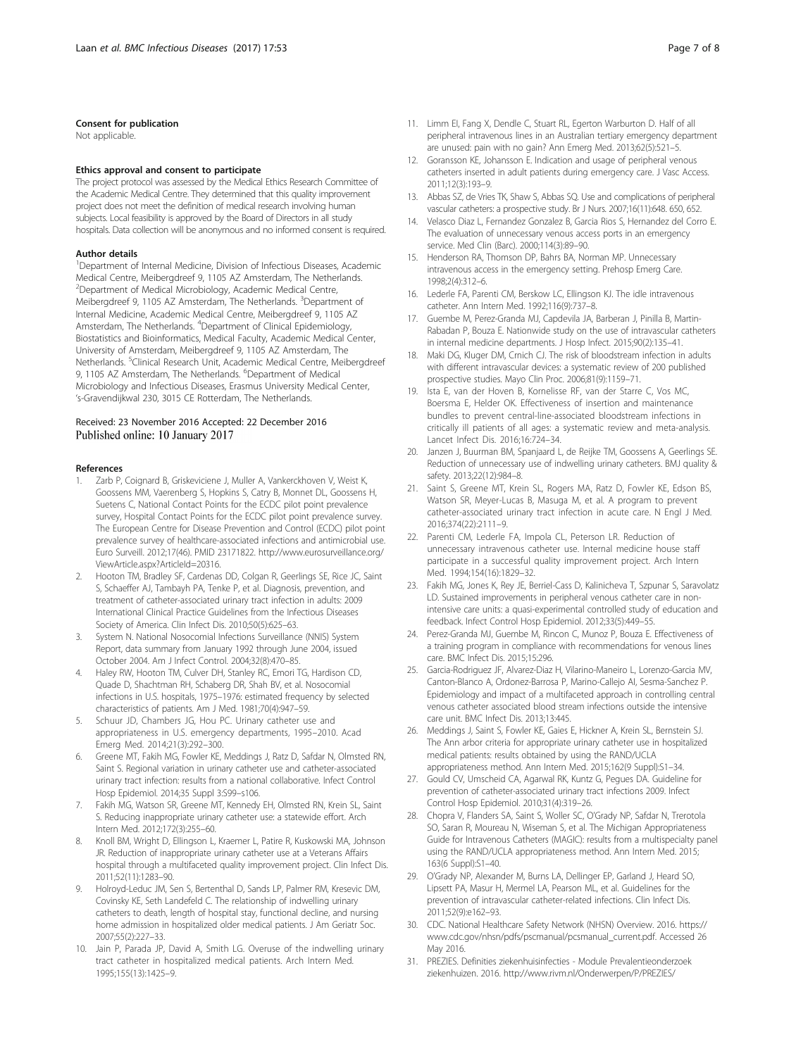#### Consent for publication

Not applicable.

#### Ethics approval and consent to participate

The project protocol was assessed by the Medical Ethics Research Committee of the Academic Medical Centre. They determined that this quality improvement project does not meet the definition of medical research involving human subjects. Local feasibility is approved by the Board of Directors in all study hospitals. Data collection will be anonymous and no informed consent is required.

#### Author details

[1]Department of Internal Medicine, Division of Infectious Diseases, Academic Medical Centre, Meibergdreef 9, 1105 AZ Amsterdam, The Netherlands. [2]Department of Medical Microbiology, Academic Medical Centre, Meibergdreef 9, 1105 AZ Amsterdam, The Netherlands. [3]Department of Internal Medicine, Academic Medical Centre, Meibergdreef 9, 1105 AZ Amsterdam, The Netherlands. [4]Department of Clinical Epidemiology, Biostatistics and Bioinformatics, Medical Faculty, Academic Medical Center, University of Amsterdam, Meibergdreef 9, 1105 AZ Amsterdam, The Netherlands. [5]Clinical Research Unit, Academic Medical Centre, Meibergdreef 9, 1105 AZ Amsterdam, The Netherlands. [6]Department of Medical Microbiology and Infectious Diseases, Erasmus University Medical Center, 's-Gravendijkwal 230, 3015 CE Rotterdam, The Netherlands.

Received: 23 November 2016 Accepted: 22 December 2016
Published online: 10 January 2017

#### References

1. Zarb P, Coignard B, Griskeviciene J, Muller A, Vankerckhoven V, Weist K, Goossens MM, Vaerenberg S, Hopkins S, Catry B, Monnet DL, Goossens H, Suetens C, National Contact Points for the ECDC pilot point prevalence survey, Hospital Contact Points for the ECDC pilot point prevalence survey. The European Centre for Disease Prevention and Control (ECDC) pilot point prevalence survey of healthcare-associated infections and antimicrobial use. Euro Surveill. 2012;17(46). PMID 23171822. http://www.eurosurveillance.org/ViewArticle.aspx?ArticleId=20316.
2. Hooton TM, Bradley SF, Cardenas DD, Colgan R, Geerlings SE, Rice JC, Saint S, Schaeffer AJ, Tambayh PA, Tenke P, et al. Diagnosis, prevention, and treatment of catheter-associated urinary tract infection in adults: 2009 International Clinical Practice Guidelines from the Infectious Diseases Society of America. Clin Infect Dis. 2010;50(5):625–63.
3. System N. National Nosocomial Infections Surveillance (NNIS) System Report, data summary from January 1992 through June 2004, issued October 2004. Am J Infect Control. 2004;32(8):470–85.
4. Haley RW, Hooton TM, Culver DH, Stanley RC, Emori TG, Hardison CD, Quade D, Shachtman RH, Schaberg DR, Shah BV, et al. Nosocomial infections in U.S. hospitals, 1975–1976: estimated frequency by selected characteristics of patients. Am J Med. 1981;70(4):947–59.
5. Schuur JD, Chambers JG, Hou PC. Urinary catheter use and appropriateness in U.S. emergency departments, 1995–2010. Acad Emerg Med. 2014;21(3):292–300.
6. Greene MT, Fakih MG, Fowler KE, Meddings J, Ratz D, Safdar N, Olmsted RN, Saint S. Regional variation in urinary catheter use and catheter-associated urinary tract infection: results from a national collaborative. Infect Control Hosp Epidemiol. 2014;35 Suppl 3:S99–s106.
7. Fakih MG, Watson SR, Greene MT, Kennedy EH, Olmsted RN, Krein SL, Saint S. Reducing inappropriate urinary catheter use: a statewide effort. Arch Intern Med. 2012;172(3):255–60.
8. Knoll BM, Wright D, Ellingson L, Kraemer L, Patire R, Kuskowski MA, Johnson JR. Reduction of inappropriate urinary catheter use at a Veterans Affairs hospital through a multifaceted quality improvement project. Clin Infect Dis. 2011;52(11):1283–90.
9. Holroyd-Leduc JM, Sen S, Bertenthal D, Sands LP, Palmer RM, Kresevic DM, Covinsky KE, Seth Landefeld C. The relationship of indwelling urinary catheters to death, length of hospital stay, functional decline, and nursing home admission in hospitalized older medical patients. J Am Geriatr Soc. 2007;55(2):227–33.
10. Jain P, Parada JP, David A, Smith LG. Overuse of the indwelling urinary tract catheter in hospitalized medical patients. Arch Intern Med. 1995;155(13):1425–9.
11. Limm EI, Fang X, Dendle C, Stuart RL, Egerton Warburton D. Half of all peripheral intravenous lines in an Australian tertiary emergency department are unused: pain with no gain? Ann Emerg Med. 2013;62(5):521–5.
12. Goransson KE, Johansson E. Indication and usage of peripheral venous catheters inserted in adult patients during emergency care. J Vasc Access. 2011;12(3):193–9.
13. Abbas SZ, de Vries TK, Shaw S, Abbas SQ. Use and complications of peripheral vascular catheters: a prospective study. Br J Nurs. 2007;16(11):648. 650, 652.
14. Velasco Diaz L, Fernandez Gonzalez B, Garcia Rios S, Hernandez del Corro E. The evaluation of unnecessary venous access ports in an emergency service. Med Clin (Barc). 2000;114(3):89–90.
15. Henderson RA, Thomson DP, Bahrs BA, Norman MP. Unnecessary intravenous access in the emergency setting. Prehosp Emerg Care. 1998;2(4):312–6.
16. Lederle FA, Parenti CM, Berskow LC, Ellingson KJ. The idle intravenous catheter. Ann Intern Med. 1992;116(9):737–8.
17. Guembe M, Perez-Granda MJ, Capdevila JA, Barberan J, Pinilla B, Martin-Rabadan P, Bouza E. Nationwide study on the use of intravascular catheters in internal medicine departments. J Hosp Infect. 2015;90(2):135–41.
18. Maki DG, Kluger DM, Crnich CJ. The risk of bloodstream infection in adults with different intravascular devices: a systematic review of 200 published prospective studies. Mayo Clin Proc. 2006;81(9):1159–71.
19. Ista E, van der Hoven B, Kornelisse RF, van der Starre C, Vos MC, Boersma E, Helder OK. Effectiveness of insertion and maintenance bundles to prevent central-line-associated bloodstream infections in critically ill patients of all ages: a systematic review and meta-analysis. Lancet Infect Dis. 2016;16:724–34.
20. Janzen J, Buurman BM, Spanjaard L, de Reijke TM, Goossens A, Geerlings SE. Reduction of unnecessary use of indwelling urinary catheters. BMJ quality & safety. 2013;22(12):984–8.
21. Saint S, Greene MT, Krein SL, Rogers MA, Ratz D, Fowler KE, Edson BS, Watson SR, Meyer-Lucas B, Masuga M, et al. A program to prevent catheter-associated urinary tract infection in acute care. N Engl J Med. 2016;374(22):2111–9.
22. Parenti CM, Lederle FA, Impola CL, Peterson LR. Reduction of unnecessary intravenous catheter use. Internal medicine house staff participate in a successful quality improvement project. Arch Intern Med. 1994;154(16):1829–32.
23. Fakih MG, Jones K, Rey JE, Berriel-Cass D, Kalinicheva T, Szpunar S, Saravolatz LD. Sustained improvements in peripheral venous catheter care in non-intensive care units: a quasi-experimental controlled study of education and feedback. Infect Control Hosp Epidemiol. 2012;33(5):449–55.
24. Perez-Granda MJ, Guembe M, Rincon C, Munoz P, Bouza E. Effectiveness of a training program in compliance with recommendations for venous lines care. BMC Infect Dis. 2015;15:296.
25. Garcia-Rodriguez JF, Alvarez-Diaz H, Vilarino-Maneiro L, Lorenzo-Garcia MV, Canton-Blanco A, Ordonez-Barrosa P, Marino-Callejo AI, Sesma-Sanchez P. Epidemiology and impact of a multifaceted approach in controlling central venous catheter associated blood stream infections outside the intensive care unit. BMC Infect Dis. 2013;13:445.
26. Meddings J, Saint S, Fowler KE, Gaies E, Hickner A, Krein SL, Bernstein SJ. The Ann arbor criteria for appropriate urinary catheter use in hospitalized medical patients: results obtained by using the RAND/UCLA appropriateness method. Ann Intern Med. 2015;162(9 Suppl):S1–34.
27. Gould CV, Umscheid CA, Agarwal RK, Kuntz G, Pegues DA. Guideline for prevention of catheter-associated urinary tract infections 2009. Infect Control Hosp Epidemiol. 2010;31(4):319–26.
28. Chopra V, Flanders SA, Saint S, Woller SC, O'Grady NP, Safdar N, Trerotola SO, Saran R, Moureau N, Wiseman S, et al. The Michigan Appropriateness Guide for Intravenous Catheters (MAGIC): results from a multispecialty panel using the RAND/UCLA appropriateness method. Ann Intern Med. 2015; 163(6 Suppl):S1–40.
29. O'Grady NP, Alexander M, Burns LA, Dellinger EP, Garland J, Heard SO, Lipsett PA, Masur H, Mermel LA, Pearson ML, et al. Guidelines for the prevention of intravascular catheter-related infections. Clin Infect Dis. 2011;52(9):e162–93.
30. CDC. National Healthcare Safety Network (NHSN) Overview. 2016. https://www.cdc.gov/nhsn/pdfs/pscmanual/pcsmanual_current.pdf. Accessed 26 May 2016.
31. PREZIES. Definities ziekenhuisinfecties - Module Prevalentieonderzoek ziekenhuizen. 2016. http://www.rivm.nl/Onderwerpen/P/PREZIES/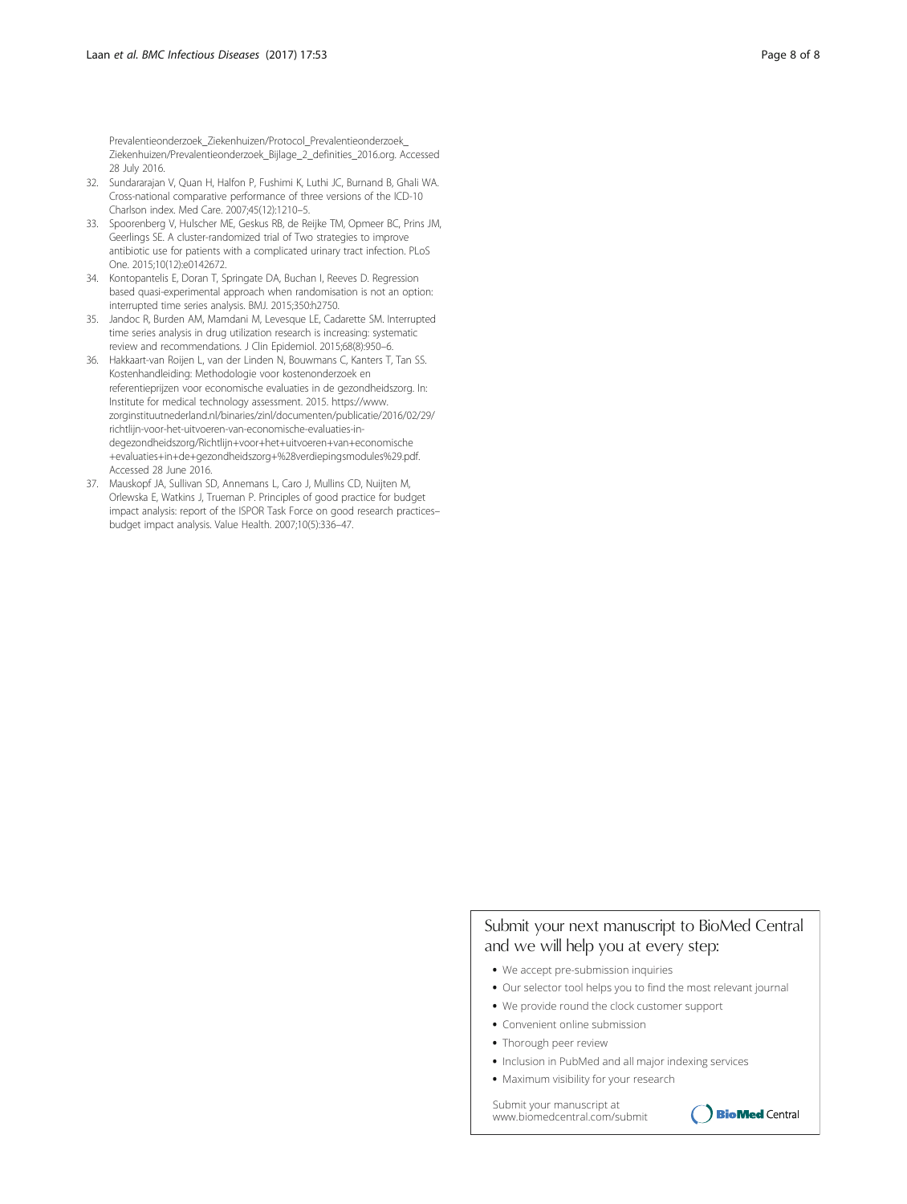Prevalentieonderzoek_Ziekenhuizen/Protocol_Prevalentieonderzoek_Ziekenhuizen/Prevalentieonderzoek_Bijlage_2_definities_2016.org. Accessed 28 July 2016.

32. Sundararajan V, Quan H, Halfon P, Fushimi K, Luthi JC, Burnand B, Ghali WA. Cross-national comparative performance of three versions of the ICD-10 Charlson index. Med Care. 2007;45(12):1210–5.
33. Spoorenberg V, Hulscher ME, Geskus RB, de Reijke TM, Opmeer BC, Prins JM, Geerlings SE. A cluster-randomized trial of Two strategies to improve antibiotic use for patients with a complicated urinary tract infection. PLoS One. 2015;10(12):e0142672.
34. Kontopantelis E, Doran T, Springate DA, Buchan I, Reeves D. Regression based quasi-experimental approach when randomisation is not an option: interrupted time series analysis. BMJ. 2015;350:h2750.
35. Jandoc R, Burden AM, Mamdani M, Levesque LE, Cadarette SM. Interrupted time series analysis in drug utilization research is increasing: systematic review and recommendations. J Clin Epidemiol. 2015;68(8):950–6.
36. Hakkaart-van Roijen L, van der Linden N, Bouwmans C, Kanters T, Tan SS. Kostenhandleiding: Methodologie voor kostenonderzoek en referentieprijzen voor economische evaluaties in de gezondheidszorg. In: Institute for medical technology assessment. 2015. https://www.zorginstituutnederland.nl/binaries/zinl/documenten/publicatie/2016/02/29/richtlijn-voor-het-uitvoeren-van-economische-evaluaties-in-degezondheidszorg/Richtlijn+voor+het+uitvoeren+van+economische+evaluaties+in+de+gezondheidszorg+%28verdiepingsmodules%29.pdf. Accessed 28 June 2016.
37. Mauskopf JA, Sullivan SD, Annemans L, Caro J, Mullins CD, Nuijten M, Orlewska E, Watkins J, Trueman P. Principles of good practice for budget impact analysis: report of the ISPOR Task Force on good research practices–budget impact analysis. Value Health. 2007;10(5):336–47.